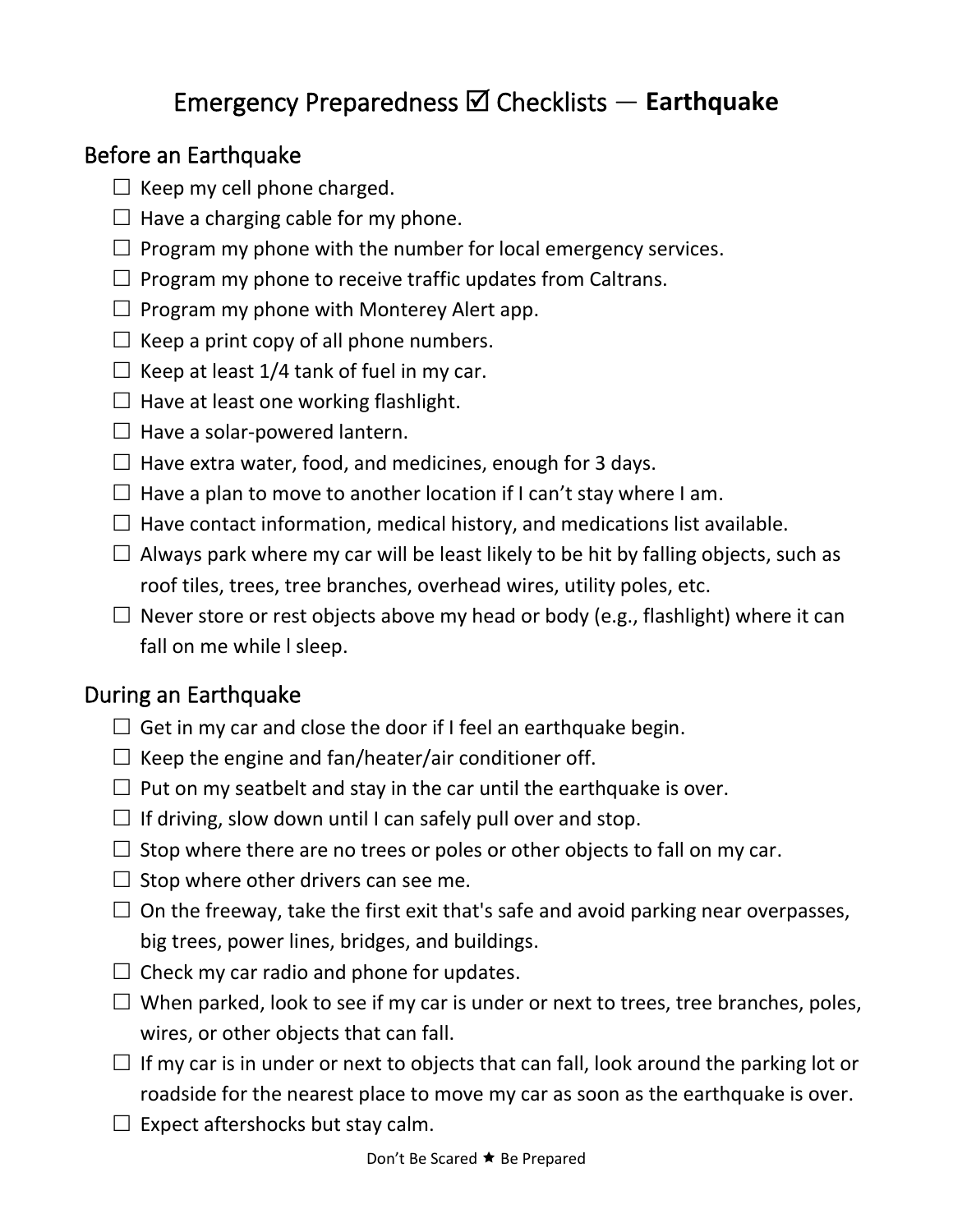# Emergency Preparedness ☑ Checklists — **Earthquake**

## Before an Earthquake

- ☐ Keep my cell phone charged.
- ☐ Have a charging cable for my phone.
- ☐ Program my phone with the number for local emergency services.
- ☐ Program my phone to receive traffic updates from Caltrans.
- ☐ Program my phone with Monterey Alert app.
- ☐ Keep a print copy of all phone numbers.
- ☐ Keep at least 1/4 tank of fuel in my car.
- ☐ Have at least one working flashlight.
- ☐ Have a solar-powered lantern.
- ☐ Have extra water, food, and medicines, enough for 3 days.
- ☐ Have a plan to move to another location if I can't stay where I am.
- ☐ Have contact information, medical history, and medications list available.
- ☐ Always park where my car will be least likely to be hit by falling objects, such as roof tiles, trees, tree branches, overhead wires, utility poles, etc.
- ☐ Never store or rest objects above my head or body (e.g., flashlight) where it can fall on me while I sleep.

## During an Earthquake

- ☐ Get in my car and close the door if I feel an earthquake begin.
- ☐ Keep the engine and fan/heater/air conditioner off.
- ☐ Put on my seatbelt and stay in the car until the earthquake is over.
- ☐ If driving, slow down until I can safely pull over and stop.
- ☐ Stop where there are no trees or poles or other objects to fall on my car.
- ☐ Stop where other drivers can see me.
- ☐ On the freeway, take the first exit that's safe and avoid parking near overpasses, big trees, power lines, bridges, and buildings.
- ☐ Check my car radio and phone for updates.
- ☐ When parked, look to see if my car is under or next to trees, tree branches, poles, wires, or other objects that can fall.
- ☐ If my car is in under or next to objects that can fall, look around the parking lot or roadside for the nearest place to move my car as soon as the earthquake is over.
- ☐ Expect aftershocks but stay calm.

Don't Be Scared ★ Be Prepared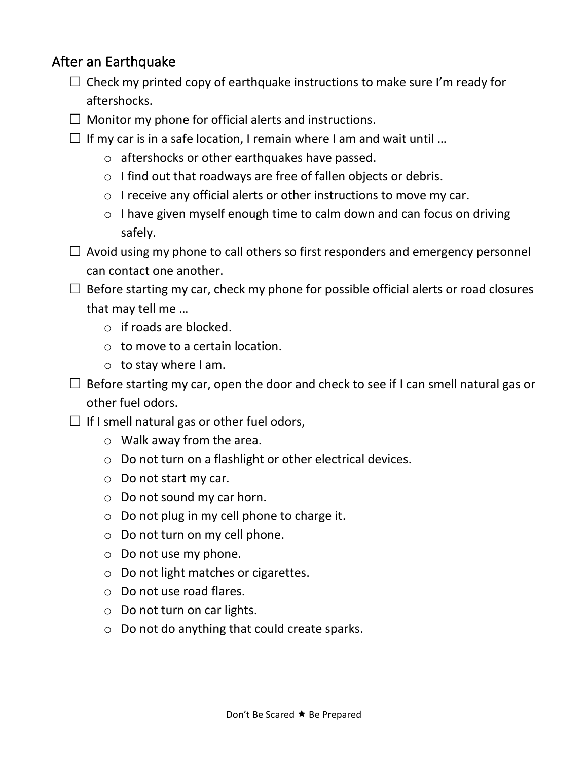## After an Earthquake

- ☐ Check my printed copy of earthquake instructions to make sure I'm ready for aftershocks.
- ☐ Monitor my phone for official alerts and instructions.
- ☐ If my car is in a safe location, I remain where I am and wait until …
    - aftershocks or other earthquakes have passed.
    - I find out that roadways are free of fallen objects or debris.
    - I receive any official alerts or other instructions to move my car.
    - I have given myself enough time to calm down and can focus on driving safely.
- ☐ Avoid using my phone to call others so first responders and emergency personnel can contact one another.
- ☐ Before starting my car, check my phone for possible official alerts or road closures that may tell me …
    - if roads are blocked.
    - to move to a certain location.
    - to stay where I am.
- ☐ Before starting my car, open the door and check to see if I can smell natural gas or other fuel odors.
- ☐ If I smell natural gas or other fuel odors,
    - Walk away from the area.
    - Do not turn on a flashlight or other electrical devices.
    - Do not start my car.
    - Do not sound my car horn.
    - Do not plug in my cell phone to charge it.
    - Do not turn on my cell phone.
    - Do not use my phone.
    - Do not light matches or cigarettes.
    - Do not use road flares.
    - Do not turn on car lights.
    - Do not do anything that could create sparks.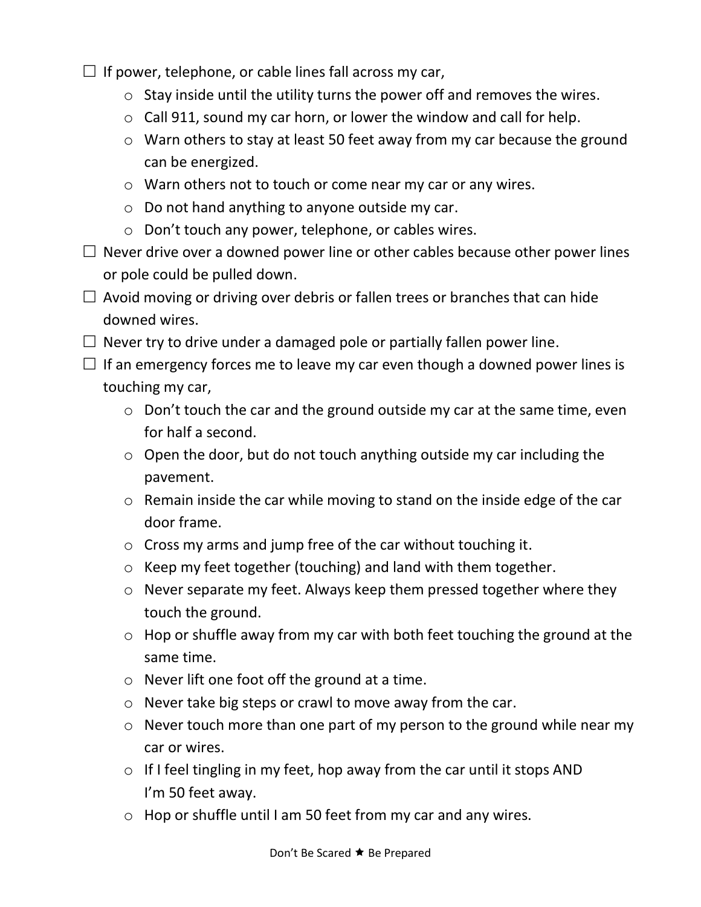☐ If power, telephone, or cable lines fall across my car,

- Stay inside until the utility turns the power off and removes the wires.
- Call 911, sound my car horn, or lower the window and call for help.
- Warn others to stay at least 50 feet away from my car because the ground can be energized.
- Warn others not to touch or come near my car or any wires.
- Do not hand anything to anyone outside my car.
- Don't touch any power, telephone, or cables wires.

☐ Never drive over a downed power line or other cables because other power lines or pole could be pulled down.

☐ Avoid moving or driving over debris or fallen trees or branches that can hide downed wires.

☐ Never try to drive under a damaged pole or partially fallen power line.

☐ If an emergency forces me to leave my car even though a downed power lines is touching my car,

- Don't touch the car and the ground outside my car at the same time, even for half a second.
- Open the door, but do not touch anything outside my car including the pavement.
- Remain inside the car while moving to stand on the inside edge of the car door frame.
- Cross my arms and jump free of the car without touching it.
- Keep my feet together (touching) and land with them together.
- Never separate my feet. Always keep them pressed together where they touch the ground.
- Hop or shuffle away from my car with both feet touching the ground at the same time.
- Never lift one foot off the ground at a time.
- Never take big steps or crawl to move away from the car.
- Never touch more than one part of my person to the ground while near my car or wires.
- If I feel tingling in my feet, hop away from the car until it stops AND I'm 50 feet away.
- Hop or shuffle until I am 50 feet from my car and any wires.